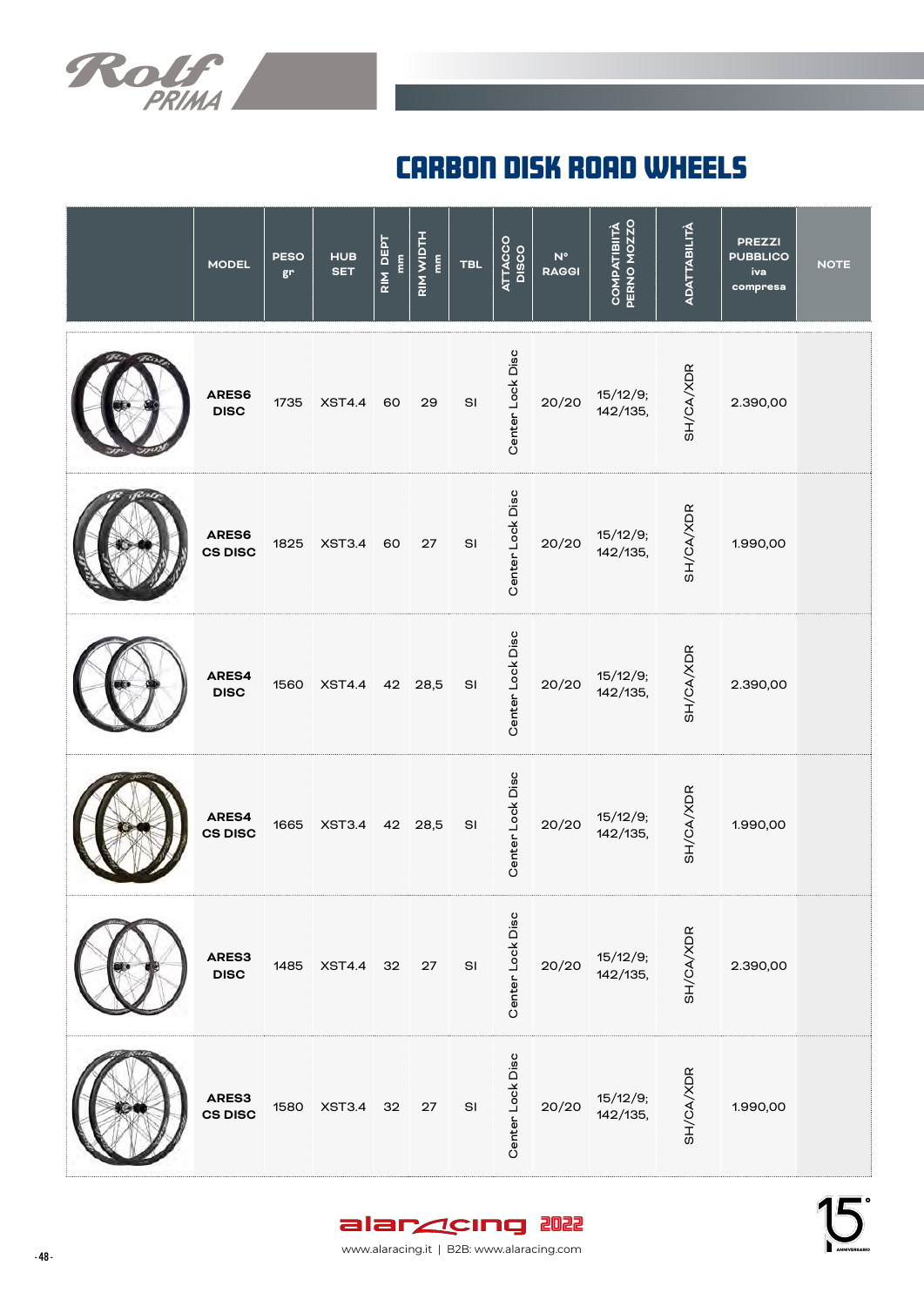# CARBON DISK ROAD WHEELS

| | MODEL | PESO gr | HUB SET | RIM DEPT mm | RIM WIDTH mm | TBL | ATTACCO DISCO | N° RAGGI | COMPATIBILITÀ PERNO MOZZO | ADATTABILITÀ | PREZZI PUBBLICO iva compresa | NOTE |
|---|---|---|---|---|---|---|---|---|---|---|---|---|
| | **ARES6 DISC** | 1735 | XST4.4 | 60 | 29 | SI | Center Lock Disc | 20/20 | 15/12/9; 142/135, | SH/CA/XDR | 2.390,00 | |
| | **ARES6 CS DISC** | 1825 | XST3.4 | 60 | 27 | SI | Center Lock Disc | 20/20 | 15/12/9; 142/135, | SH/CA/XDR | 1.990,00 | |
| | **ARES4 DISC** | 1560 | XST4.4 | 42 | 28,5 | SI | Center Lock Disc | 20/20 | 15/12/9; 142/135, | SH/CA/XDR | 2.390,00 | |
| | **ARES4 CS DISC** | 1665 | XST3.4 | 42 | 28,5 | SI | Center Lock Disc | 20/20 | 15/12/9; 142/135, | SH/CA/XDR | 1.990,00 | |
| | **ARES3 DISC** | 1485 | XST4.4 | 32 | 27 | SI | Center Lock Disc | 20/20 | 15/12/9; 142/135, | SH/CA/XDR | 2.390,00 | |
| | **ARES3 CS DISC** | 1580 | XST3.4 | 32 | 27 | SI | Center Lock Disc | 20/20 | 15/12/9; 142/135, | SH/CA/XDR | 1.990,00 | |

alaracing 2022

www.alaracing.it | B2B: www.alaracing.com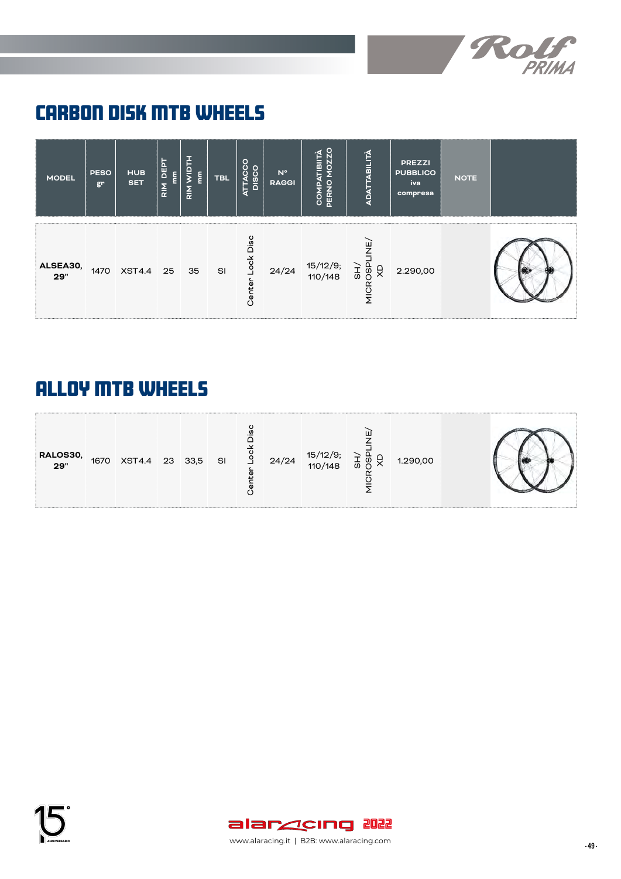## CARBON DISK MTB WHEELS

| MODEL | PESO gr | HUB SET | RIM DEPT mm | RIM WIDTH mm | TBL | ATTACCO DISCO | N° RAGGI | COMPATIBIITÀ PERNO MOZZO | ADATTABILITÀ | PREZZI PUBBLICO iva compresa | NOTE | |
|---|---|---|---|---|---|---|---|---|---|---|---|---|
| ALSEA30, 29" | 1470 | XST4.4 | 25 | 35 | SI | Center Lock Disc | 24/24 | 15/12/9; 110/148 | SH/ MICROSPLINE/ XD | 2.290,00 | | |

## ALLOY MTB WHEELS

| MODEL | PESO gr | HUB SET | RIM DEPT mm | RIM WIDTH mm | TBL | ATTACCO DISCO | N° RAGGI | COMPATIBIITÀ PERNO MOZZO | ADATTABILITÀ | PREZZI PUBBLICO iva compresa | NOTE | |
|---|---|---|---|---|---|---|---|---|---|---|---|---|
| RALOS30, 29" | 1670 | XST4.4 | 23 | 33,5 | SI | Center Lock Disc | 24/24 | 15/12/9; 110/148 | SH/ MICROSPLINE/ XD | 1.290,00 | | |